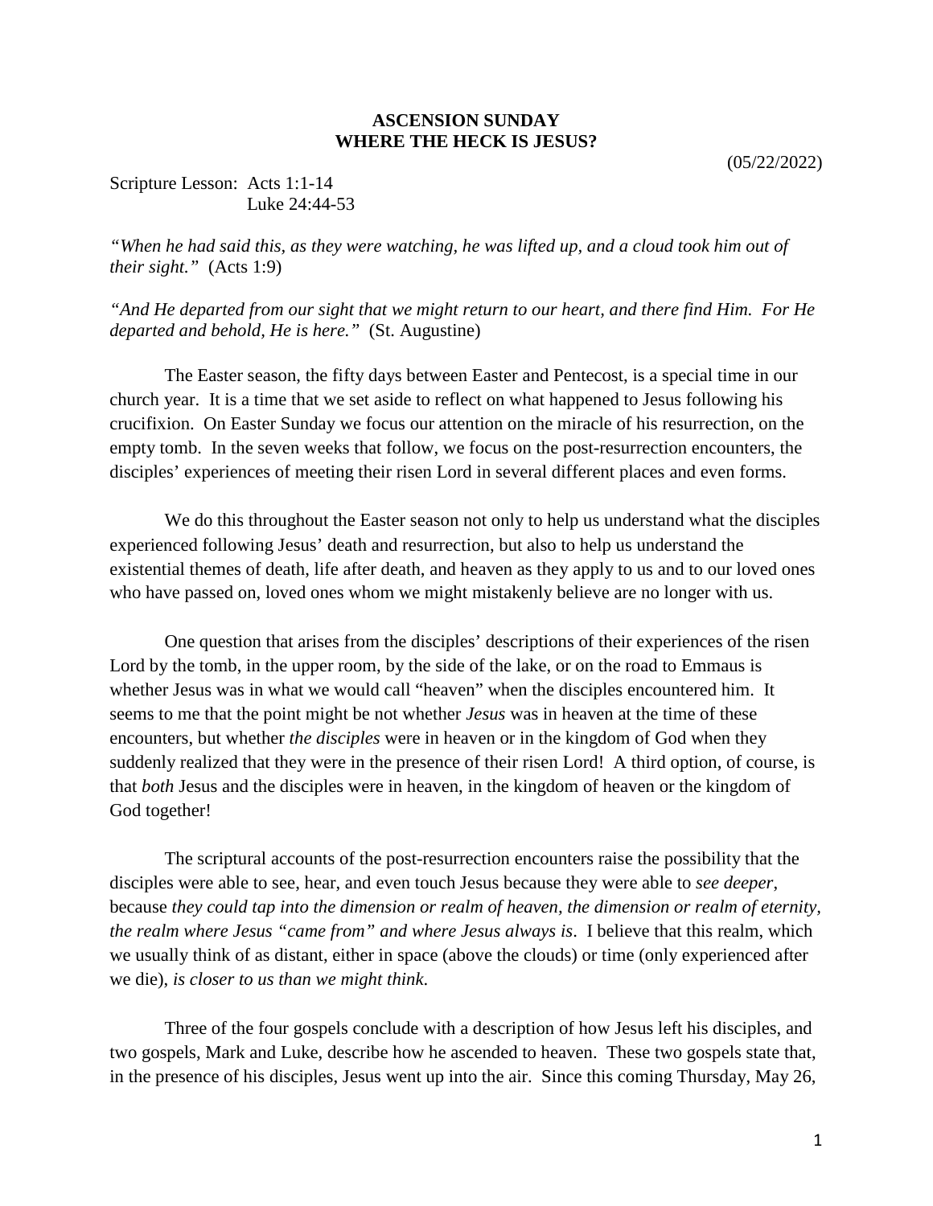**ASCENSION SUNDAY**
**WHERE THE HECK IS JESUS?**

(05/22/2022)

Scripture Lesson: Acts 1:1-14
Luke 24:44-53

*"When he had said this, as they were watching, he was lifted up, and a cloud took him out of their sight."* (Acts 1:9)

*"And He departed from our sight that we might return to our heart, and there find Him. For He departed and behold, He is here."* (St. Augustine)

The Easter season, the fifty days between Easter and Pentecost, is a special time in our church year. It is a time that we set aside to reflect on what happened to Jesus following his crucifixion. On Easter Sunday we focus our attention on the miracle of his resurrection, on the empty tomb. In the seven weeks that follow, we focus on the post-resurrection encounters, the disciples' experiences of meeting their risen Lord in several different places and even forms.

We do this throughout the Easter season not only to help us understand what the disciples experienced following Jesus' death and resurrection, but also to help us understand the existential themes of death, life after death, and heaven as they apply to us and to our loved ones who have passed on, loved ones whom we might mistakenly believe are no longer with us.

One question that arises from the disciples' descriptions of their experiences of the risen Lord by the tomb, in the upper room, by the side of the lake, or on the road to Emmaus is whether Jesus was in what we would call "heaven" when the disciples encountered him. It seems to me that the point might be not whether *Jesus* was in heaven at the time of these encounters, but whether *the disciples* were in heaven or in the kingdom of God when they suddenly realized that they were in the presence of their risen Lord! A third option, of course, is that *both* Jesus and the disciples were in heaven, in the kingdom of heaven or the kingdom of God together!

The scriptural accounts of the post-resurrection encounters raise the possibility that the disciples were able to see, hear, and even touch Jesus because they were able to *see deeper*, because *they could tap into the dimension or realm of heaven, the dimension or realm of eternity, the realm where Jesus "came from" and where Jesus always is*. I believe that this realm, which we usually think of as distant, either in space (above the clouds) or time (only experienced after we die), *is closer to us than we might think*.

Three of the four gospels conclude with a description of how Jesus left his disciples, and two gospels, Mark and Luke, describe how he ascended to heaven. These two gospels state that, in the presence of his disciples, Jesus went up into the air. Since this coming Thursday, May 26,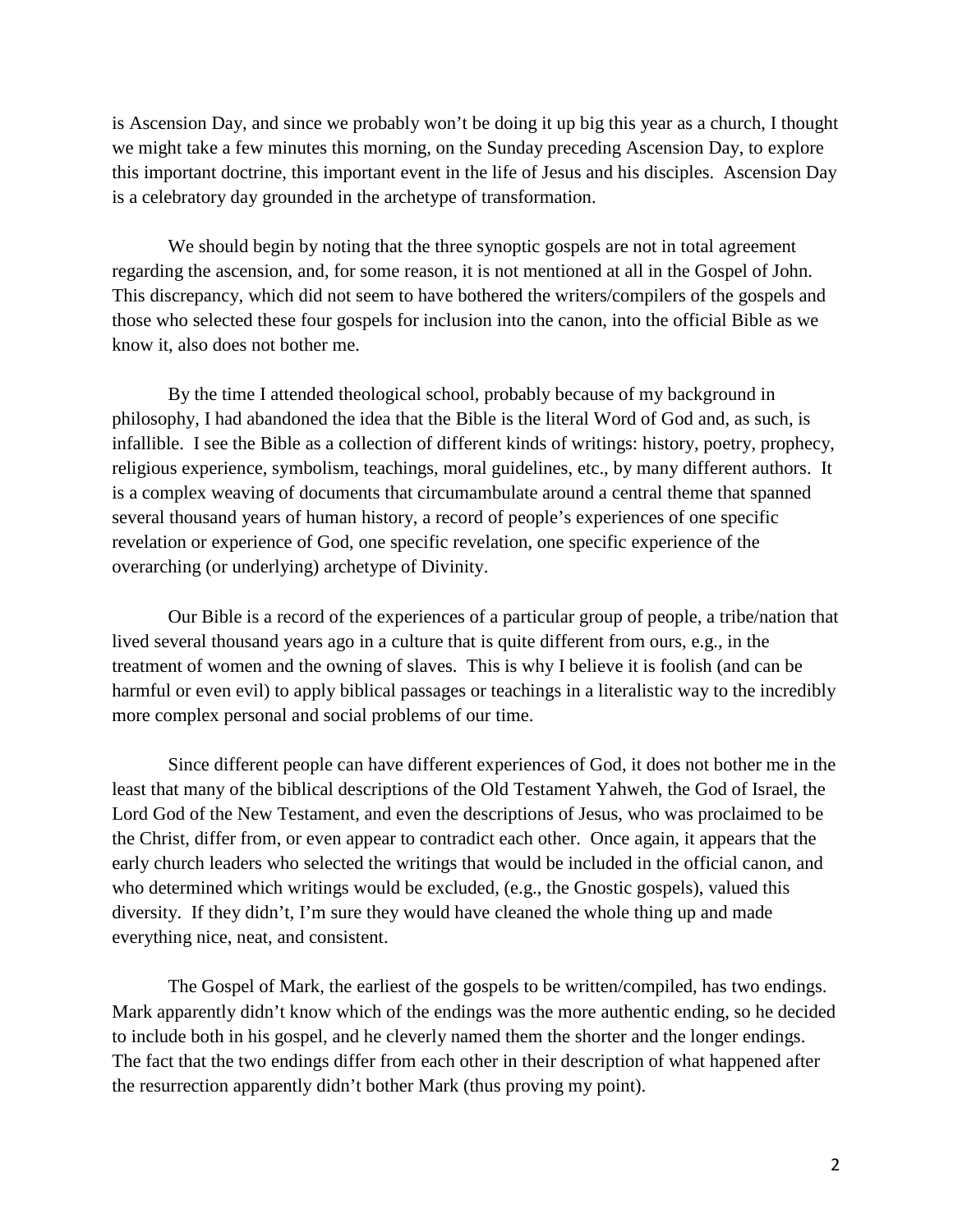is Ascension Day, and since we probably won't be doing it up big this year as a church, I thought we might take a few minutes this morning, on the Sunday preceding Ascension Day, to explore this important doctrine, this important event in the life of Jesus and his disciples. Ascension Day is a celebratory day grounded in the archetype of transformation.

We should begin by noting that the three synoptic gospels are not in total agreement regarding the ascension, and, for some reason, it is not mentioned at all in the Gospel of John. This discrepancy, which did not seem to have bothered the writers/compilers of the gospels and those who selected these four gospels for inclusion into the canon, into the official Bible as we know it, also does not bother me.

By the time I attended theological school, probably because of my background in philosophy, I had abandoned the idea that the Bible is the literal Word of God and, as such, is infallible. I see the Bible as a collection of different kinds of writings: history, poetry, prophecy, religious experience, symbolism, teachings, moral guidelines, etc., by many different authors. It is a complex weaving of documents that circumambulate around a central theme that spanned several thousand years of human history, a record of people's experiences of one specific revelation or experience of God, one specific revelation, one specific experience of the overarching (or underlying) archetype of Divinity.

Our Bible is a record of the experiences of a particular group of people, a tribe/nation that lived several thousand years ago in a culture that is quite different from ours, e.g., in the treatment of women and the owning of slaves. This is why I believe it is foolish (and can be harmful or even evil) to apply biblical passages or teachings in a literalistic way to the incredibly more complex personal and social problems of our time.

Since different people can have different experiences of God, it does not bother me in the least that many of the biblical descriptions of the Old Testament Yahweh, the God of Israel, the Lord God of the New Testament, and even the descriptions of Jesus, who was proclaimed to be the Christ, differ from, or even appear to contradict each other. Once again, it appears that the early church leaders who selected the writings that would be included in the official canon, and who determined which writings would be excluded, (e.g., the Gnostic gospels), valued this diversity. If they didn't, I'm sure they would have cleaned the whole thing up and made everything nice, neat, and consistent.

The Gospel of Mark, the earliest of the gospels to be written/compiled, has two endings. Mark apparently didn't know which of the endings was the more authentic ending, so he decided to include both in his gospel, and he cleverly named them the shorter and the longer endings. The fact that the two endings differ from each other in their description of what happened after the resurrection apparently didn't bother Mark (thus proving my point).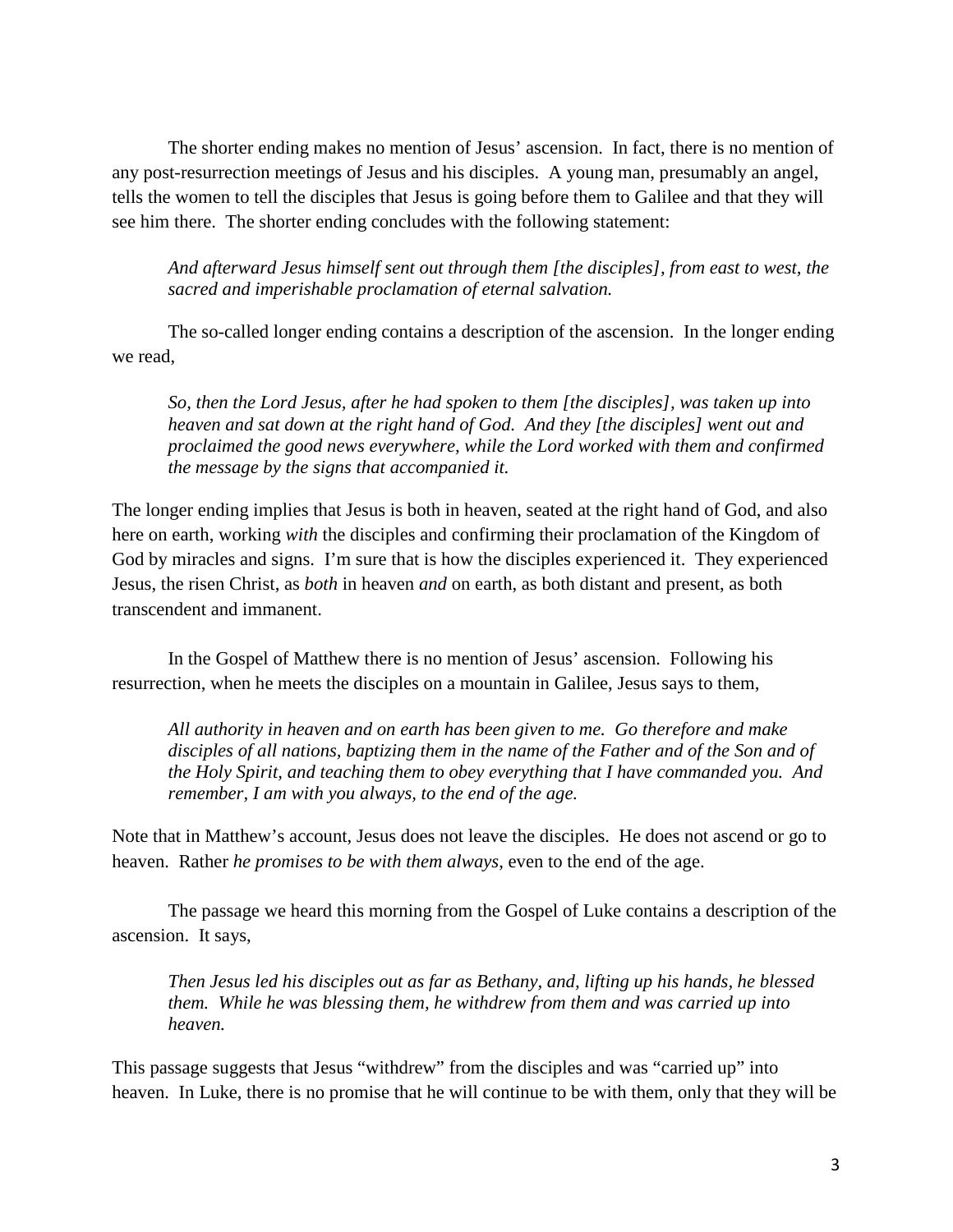The shorter ending makes no mention of Jesus' ascension. In fact, there is no mention of any post-resurrection meetings of Jesus and his disciples. A young man, presumably an angel, tells the women to tell the disciples that Jesus is going before them to Galilee and that they will see him there. The shorter ending concludes with the following statement:

> *And afterward Jesus himself sent out through them [the disciples], from east to west, the sacred and imperishable proclamation of eternal salvation.*

The so-called longer ending contains a description of the ascension. In the longer ending we read,

> *So, then the Lord Jesus, after he had spoken to them [the disciples], was taken up into heaven and sat down at the right hand of God. And they [the disciples] went out and proclaimed the good news everywhere, while the Lord worked with them and confirmed the message by the signs that accompanied it.*

The longer ending implies that Jesus is both in heaven, seated at the right hand of God, and also here on earth, working *with* the disciples and confirming their proclamation of the Kingdom of God by miracles and signs. I'm sure that is how the disciples experienced it. They experienced Jesus, the risen Christ, as *both* in heaven *and* on earth, as both distant and present, as both transcendent and immanent.

In the Gospel of Matthew there is no mention of Jesus' ascension. Following his resurrection, when he meets the disciples on a mountain in Galilee, Jesus says to them,

> *All authority in heaven and on earth has been given to me. Go therefore and make disciples of all nations, baptizing them in the name of the Father and of the Son and of the Holy Spirit, and teaching them to obey everything that I have commanded you. And remember, I am with you always, to the end of the age.*

Note that in Matthew's account, Jesus does not leave the disciples. He does not ascend or go to heaven. Rather *he promises to be with them always*, even to the end of the age.

The passage we heard this morning from the Gospel of Luke contains a description of the ascension. It says,

> *Then Jesus led his disciples out as far as Bethany, and, lifting up his hands, he blessed them. While he was blessing them, he withdrew from them and was carried up into heaven.*

This passage suggests that Jesus "withdrew" from the disciples and was "carried up" into heaven. In Luke, there is no promise that he will continue to be with them, only that they will be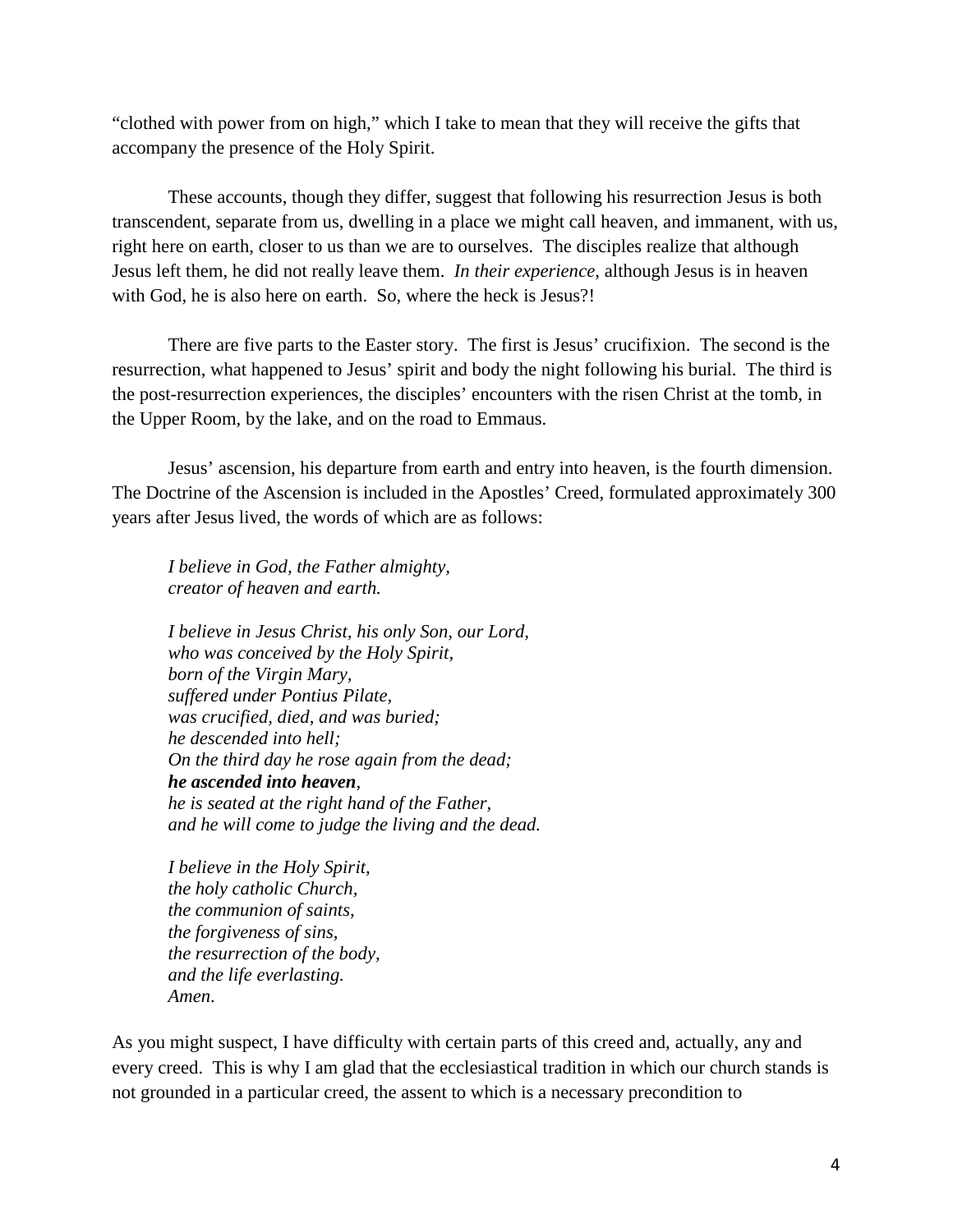"clothed with power from on high," which I take to mean that they will receive the gifts that accompany the presence of the Holy Spirit.

These accounts, though they differ, suggest that following his resurrection Jesus is both transcendent, separate from us, dwelling in a place we might call heaven, and immanent, with us, right here on earth, closer to us than we are to ourselves. The disciples realize that although Jesus left them, he did not really leave them. *In their experience*, although Jesus is in heaven with God, he is also here on earth. So, where the heck is Jesus?!

There are five parts to the Easter story. The first is Jesus' crucifixion. The second is the resurrection, what happened to Jesus' spirit and body the night following his burial. The third is the post-resurrection experiences, the disciples' encounters with the risen Christ at the tomb, in the Upper Room, by the lake, and on the road to Emmaus.

Jesus' ascension, his departure from earth and entry into heaven, is the fourth dimension. The Doctrine of the Ascension is included in the Apostles' Creed, formulated approximately 300 years after Jesus lived, the words of which are as follows:

> *I believe in God, the Father almighty,*
> *creator of heaven and earth.*
>
> *I believe in Jesus Christ, his only Son, our Lord,*
> *who was conceived by the Holy Spirit,*
> *born of the Virgin Mary,*
> *suffered under Pontius Pilate,*
> *was crucified, died, and was buried;*
> *he descended into hell;*
> *On the third day he rose again from the dead;*
> ***he ascended into heaven**,*
> *he is seated at the right hand of the Father,*
> *and he will come to judge the living and the dead.*
>
> *I believe in the Holy Spirit,*
> *the holy catholic Church,*
> *the communion of saints,*
> *the forgiveness of sins,*
> *the resurrection of the body,*
> *and the life everlasting.*
> *Amen.*

As you might suspect, I have difficulty with certain parts of this creed and, actually, any and every creed. This is why I am glad that the ecclesiastical tradition in which our church stands is not grounded in a particular creed, the assent to which is a necessary precondition to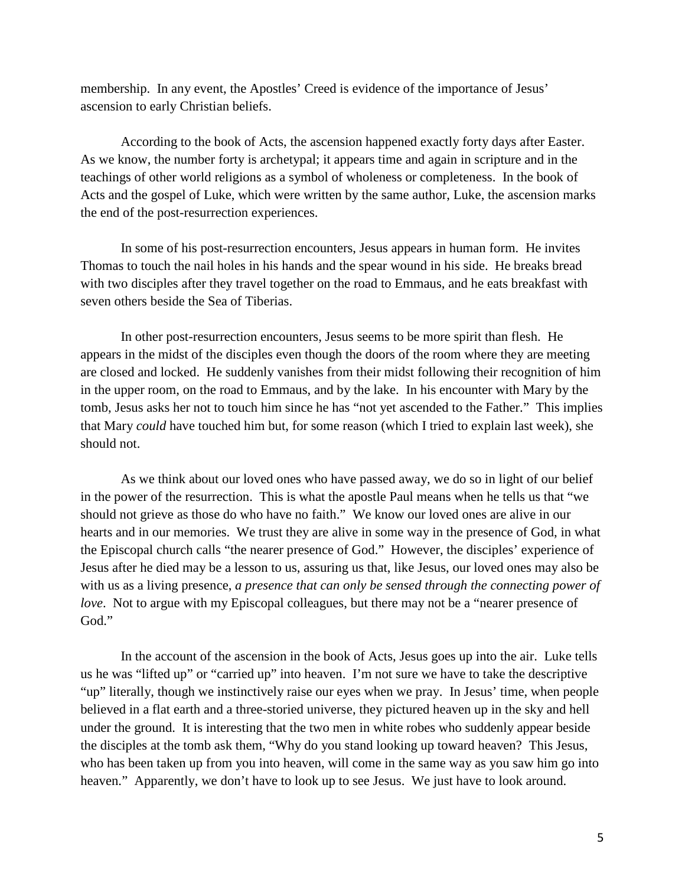membership. In any event, the Apostles' Creed is evidence of the importance of Jesus' ascension to early Christian beliefs.

According to the book of Acts, the ascension happened exactly forty days after Easter. As we know, the number forty is archetypal; it appears time and again in scripture and in the teachings of other world religions as a symbol of wholeness or completeness. In the book of Acts and the gospel of Luke, which were written by the same author, Luke, the ascension marks the end of the post-resurrection experiences.

In some of his post-resurrection encounters, Jesus appears in human form. He invites Thomas to touch the nail holes in his hands and the spear wound in his side. He breaks bread with two disciples after they travel together on the road to Emmaus, and he eats breakfast with seven others beside the Sea of Tiberias.

In other post-resurrection encounters, Jesus seems to be more spirit than flesh. He appears in the midst of the disciples even though the doors of the room where they are meeting are closed and locked. He suddenly vanishes from their midst following their recognition of him in the upper room, on the road to Emmaus, and by the lake. In his encounter with Mary by the tomb, Jesus asks her not to touch him since he has "not yet ascended to the Father." This implies that Mary *could* have touched him but, for some reason (which I tried to explain last week), she should not.

As we think about our loved ones who have passed away, we do so in light of our belief in the power of the resurrection. This is what the apostle Paul means when he tells us that "we should not grieve as those do who have no faith." We know our loved ones are alive in our hearts and in our memories. We trust they are alive in some way in the presence of God, in what the Episcopal church calls "the nearer presence of God." However, the disciples' experience of Jesus after he died may be a lesson to us, assuring us that, like Jesus, our loved ones may also be with us as a living presence, *a presence that can only be sensed through the connecting power of love*. Not to argue with my Episcopal colleagues, but there may not be a "nearer presence of God."

In the account of the ascension in the book of Acts, Jesus goes up into the air. Luke tells us he was "lifted up" or "carried up" into heaven. I'm not sure we have to take the descriptive "up" literally, though we instinctively raise our eyes when we pray. In Jesus' time, when people believed in a flat earth and a three-storied universe, they pictured heaven up in the sky and hell under the ground. It is interesting that the two men in white robes who suddenly appear beside the disciples at the tomb ask them, "Why do you stand looking up toward heaven? This Jesus, who has been taken up from you into heaven, will come in the same way as you saw him go into heaven." Apparently, we don't have to look up to see Jesus. We just have to look around.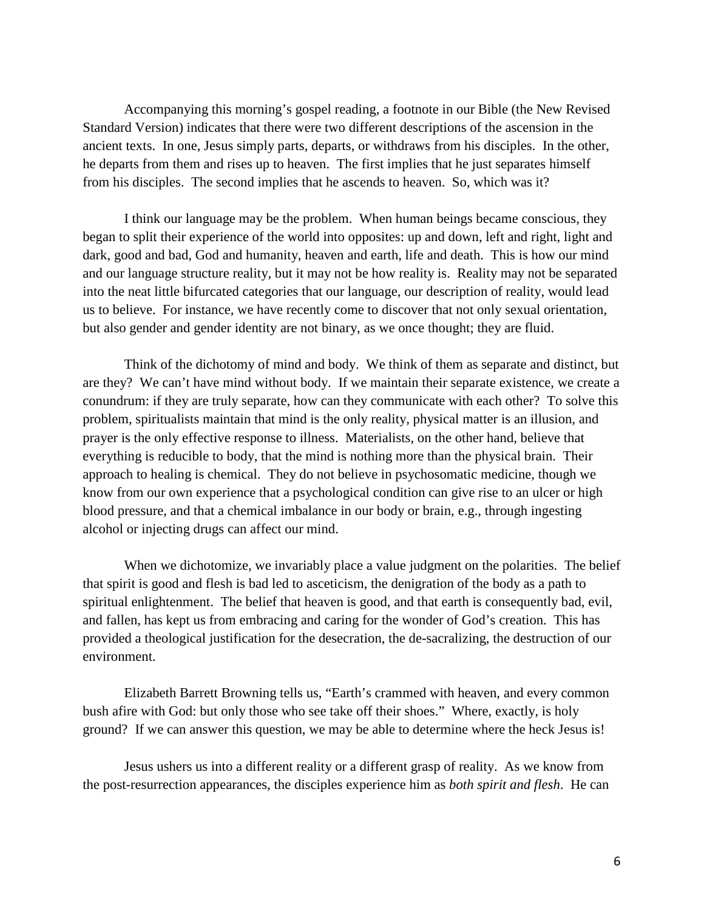Accompanying this morning's gospel reading, a footnote in our Bible (the New Revised Standard Version) indicates that there were two different descriptions of the ascension in the ancient texts. In one, Jesus simply parts, departs, or withdraws from his disciples. In the other, he departs from them and rises up to heaven. The first implies that he just separates himself from his disciples. The second implies that he ascends to heaven. So, which was it?

I think our language may be the problem. When human beings became conscious, they began to split their experience of the world into opposites: up and down, left and right, light and dark, good and bad, God and humanity, heaven and earth, life and death. This is how our mind and our language structure reality, but it may not be how reality is. Reality may not be separated into the neat little bifurcated categories that our language, our description of reality, would lead us to believe. For instance, we have recently come to discover that not only sexual orientation, but also gender and gender identity are not binary, as we once thought; they are fluid.

Think of the dichotomy of mind and body. We think of them as separate and distinct, but are they? We can't have mind without body. If we maintain their separate existence, we create a conundrum: if they are truly separate, how can they communicate with each other? To solve this problem, spiritualists maintain that mind is the only reality, physical matter is an illusion, and prayer is the only effective response to illness. Materialists, on the other hand, believe that everything is reducible to body, that the mind is nothing more than the physical brain. Their approach to healing is chemical. They do not believe in psychosomatic medicine, though we know from our own experience that a psychological condition can give rise to an ulcer or high blood pressure, and that a chemical imbalance in our body or brain, e.g., through ingesting alcohol or injecting drugs can affect our mind.

When we dichotomize, we invariably place a value judgment on the polarities. The belief that spirit is good and flesh is bad led to asceticism, the denigration of the body as a path to spiritual enlightenment. The belief that heaven is good, and that earth is consequently bad, evil, and fallen, has kept us from embracing and caring for the wonder of God's creation. This has provided a theological justification for the desecration, the de-sacralizing, the destruction of our environment.

Elizabeth Barrett Browning tells us, "Earth's crammed with heaven, and every common bush afire with God: but only those who see take off their shoes." Where, exactly, is holy ground? If we can answer this question, we may be able to determine where the heck Jesus is!

Jesus ushers us into a different reality or a different grasp of reality. As we know from the post-resurrection appearances, the disciples experience him as *both spirit and flesh*. He can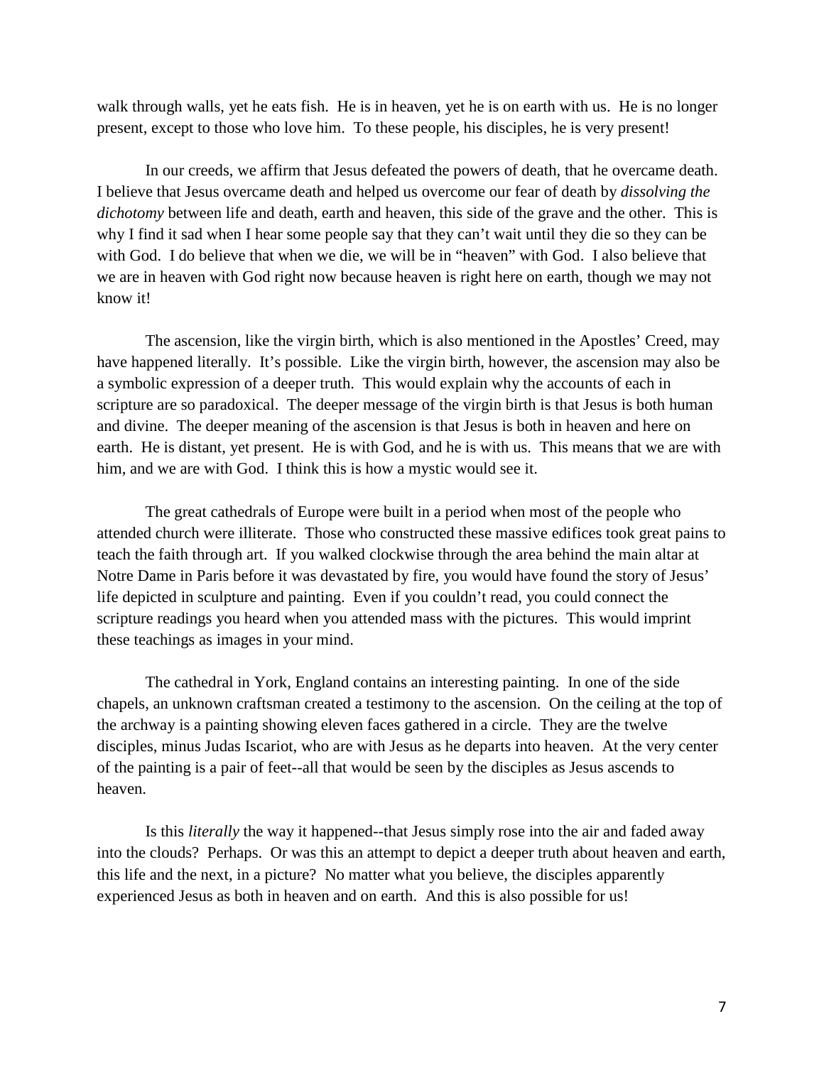walk through walls, yet he eats fish. He is in heaven, yet he is on earth with us. He is no longer present, except to those who love him. To these people, his disciples, he is very present!

In our creeds, we affirm that Jesus defeated the powers of death, that he overcame death. I believe that Jesus overcame death and helped us overcome our fear of death by *dissolving the dichotomy* between life and death, earth and heaven, this side of the grave and the other. This is why I find it sad when I hear some people say that they can't wait until they die so they can be with God. I do believe that when we die, we will be in "heaven" with God. I also believe that we are in heaven with God right now because heaven is right here on earth, though we may not know it!

The ascension, like the virgin birth, which is also mentioned in the Apostles' Creed, may have happened literally. It's possible. Like the virgin birth, however, the ascension may also be a symbolic expression of a deeper truth. This would explain why the accounts of each in scripture are so paradoxical. The deeper message of the virgin birth is that Jesus is both human and divine. The deeper meaning of the ascension is that Jesus is both in heaven and here on earth. He is distant, yet present. He is with God, and he is with us. This means that we are with him, and we are with God. I think this is how a mystic would see it.

The great cathedrals of Europe were built in a period when most of the people who attended church were illiterate. Those who constructed these massive edifices took great pains to teach the faith through art. If you walked clockwise through the area behind the main altar at Notre Dame in Paris before it was devastated by fire, you would have found the story of Jesus' life depicted in sculpture and painting. Even if you couldn't read, you could connect the scripture readings you heard when you attended mass with the pictures. This would imprint these teachings as images in your mind.

The cathedral in York, England contains an interesting painting. In one of the side chapels, an unknown craftsman created a testimony to the ascension. On the ceiling at the top of the archway is a painting showing eleven faces gathered in a circle. They are the twelve disciples, minus Judas Iscariot, who are with Jesus as he departs into heaven. At the very center of the painting is a pair of feet--all that would be seen by the disciples as Jesus ascends to heaven.

Is this *literally* the way it happened--that Jesus simply rose into the air and faded away into the clouds? Perhaps. Or was this an attempt to depict a deeper truth about heaven and earth, this life and the next, in a picture? No matter what you believe, the disciples apparently experienced Jesus as both in heaven and on earth. And this is also possible for us!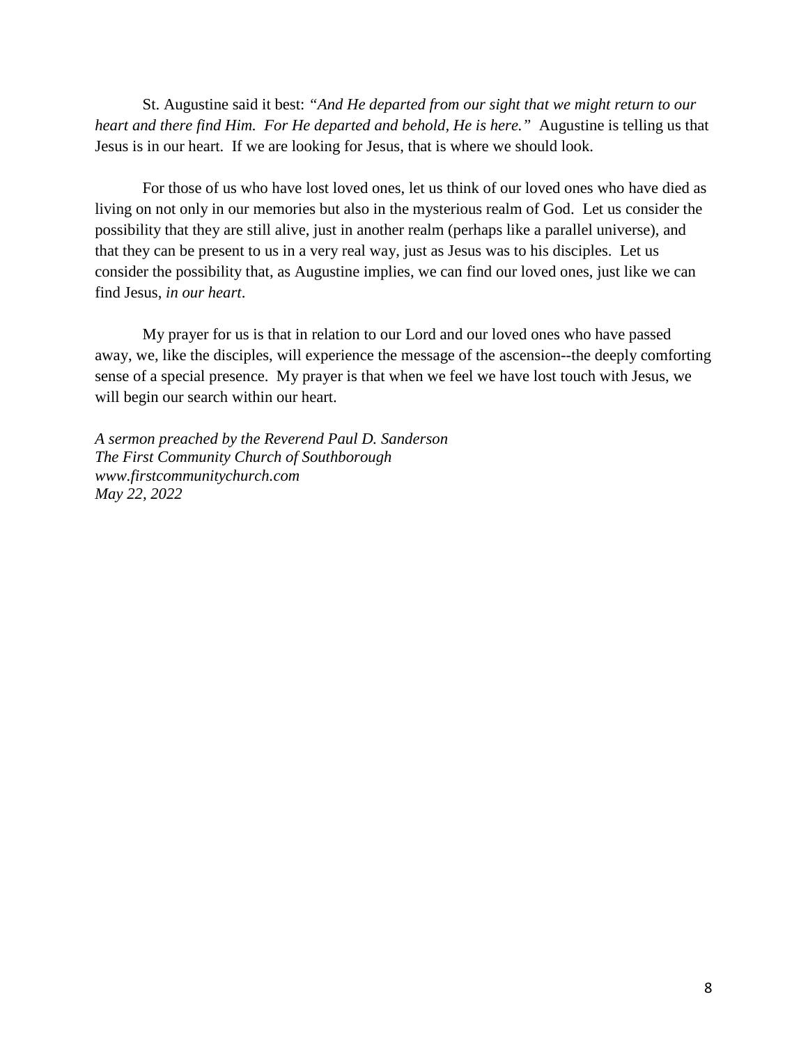St. Augustine said it best: *"And He departed from our sight that we might return to our heart and there find Him. For He departed and behold, He is here."* Augustine is telling us that Jesus is in our heart. If we are looking for Jesus, that is where we should look.

For those of us who have lost loved ones, let us think of our loved ones who have died as living on not only in our memories but also in the mysterious realm of God. Let us consider the possibility that they are still alive, just in another realm (perhaps like a parallel universe), and that they can be present to us in a very real way, just as Jesus was to his disciples. Let us consider the possibility that, as Augustine implies, we can find our loved ones, just like we can find Jesus, *in our heart*.

My prayer for us is that in relation to our Lord and our loved ones who have passed away, we, like the disciples, will experience the message of the ascension--the deeply comforting sense of a special presence. My prayer is that when we feel we have lost touch with Jesus, we will begin our search within our heart.

*A sermon preached by the Reverend Paul D. Sanderson*
*The First Community Church of Southborough*
*www.firstcommunitychurch.com*
*May 22, 2022*